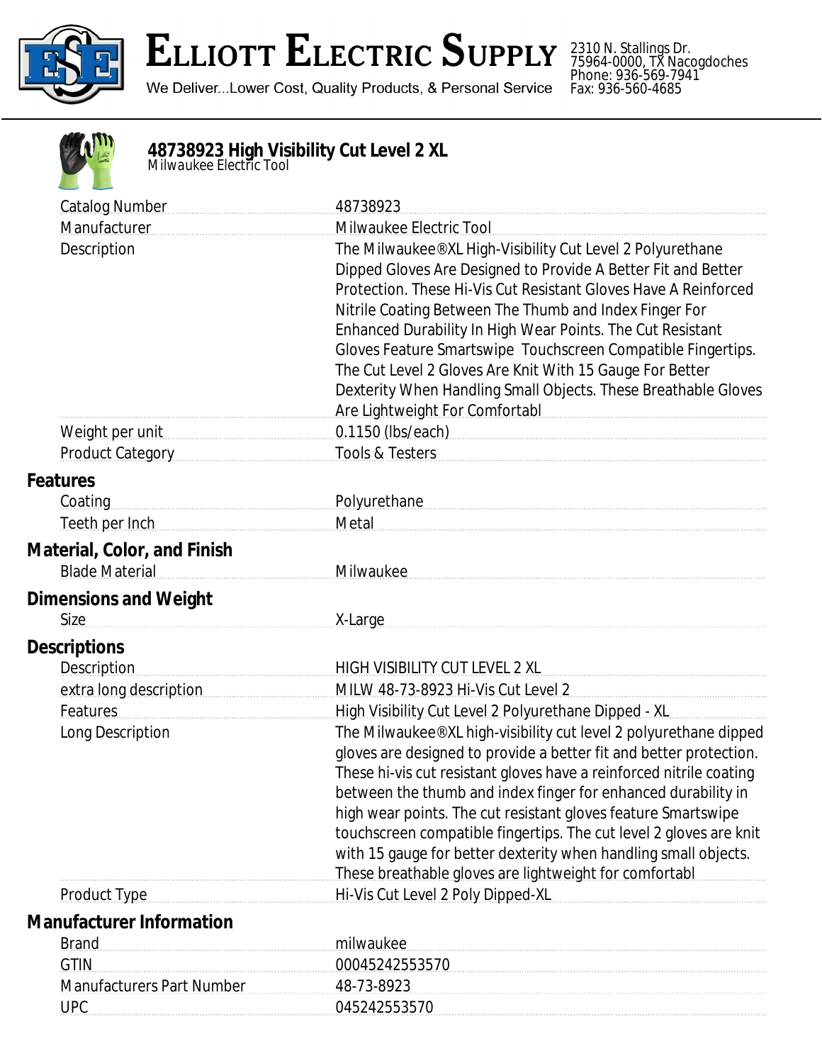# Elliott Electric Supply

We Deliver...Lower Cost, Quality Products, & Personal Service

2310 N. Stallings Dr.
75964-0000, TX Nacogdoches
Phone: 936-569-7941
Fax: 936-560-4685

## 48738923 High Visibility Cut Level 2 XL

*Milwaukee Electric Tool*

| | |
|---|---|
| Catalog Number | 48738923 |
| Manufacturer | Milwaukee Electric Tool |
| Description | The Milwaukee®XL High-Visibility Cut Level 2 Polyurethane Dipped Gloves Are Designed to Provide A Better Fit and Better Protection. These Hi-Vis Cut Resistant Gloves Have A Reinforced Nitrile Coating Between The Thumb and Index Finger For Enhanced Durability In High Wear Points. The Cut Resistant Gloves Feature Smartswipe Touchscreen Compatible Fingertips. The Cut Level 2 Gloves Are Knit With 15 Gauge For Better Dexterity When Handling Small Objects. These Breathable Gloves Are Lightweight For Comfortabl |
| Weight per unit | 0.1150 (lbs/each) |
| Product Category | Tools & Testers |

### Features

| | |
|---|---|
| Coating | Polyurethane |
| Teeth per Inch | Metal |

### Material, Color, and Finish

| | |
|---|---|
| Blade Material | Milwaukee |

### Dimensions and Weight

| | |
|---|---|
| Size | X-Large |

### Descriptions

| | |
|---|---|
| Description | HIGH VISIBILITY CUT LEVEL 2 XL |
| extra long description | MILW 48-73-8923 Hi-Vis Cut Level 2 |
| Features | High Visibility Cut Level 2 Polyurethane Dipped - XL |
| Long Description | The Milwaukee®XL high-visibility cut level 2 polyurethane dipped gloves are designed to provide a better fit and better protection. These hi-vis cut resistant gloves have a reinforced nitrile coating between the thumb and index finger for enhanced durability in high wear points. The cut resistant gloves feature Smartswipe touchscreen compatible fingertips. The cut level 2 gloves are knit with 15 gauge for better dexterity when handling small objects. These breathable gloves are lightweight for comfortabl |
| Product Type | Hi-Vis Cut Level 2 Poly Dipped-XL |

### Manufacturer Information

| | |
|---|---|
| Brand | milwaukee |
| GTIN | 00045242553570 |
| Manufacturers Part Number | 48-73-8923 |
| UPC | 045242553570 |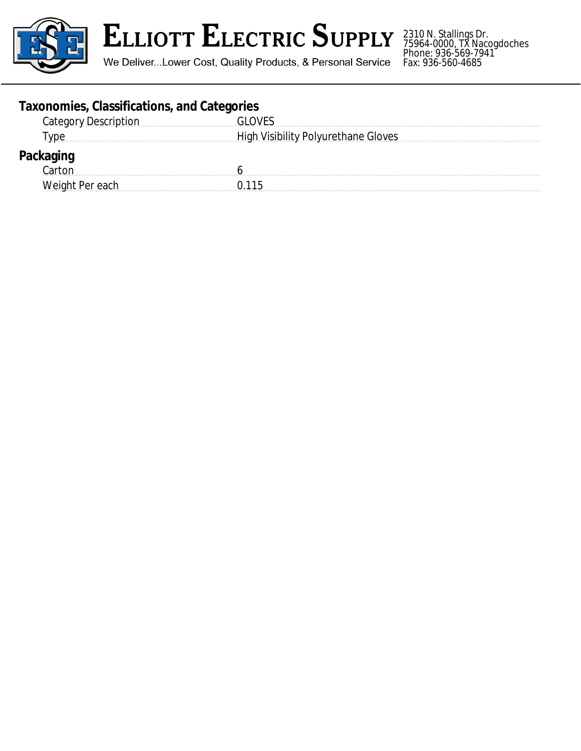## Taxonomies, Classifications, and Categories

| | |
|---|---|
| Category Description | GLOVES |
| Type | High Visibility Polyurethane Gloves |

## Packaging

| | |
|---|---|
| Carton | 6 |
| Weight Per each | 0.115 |